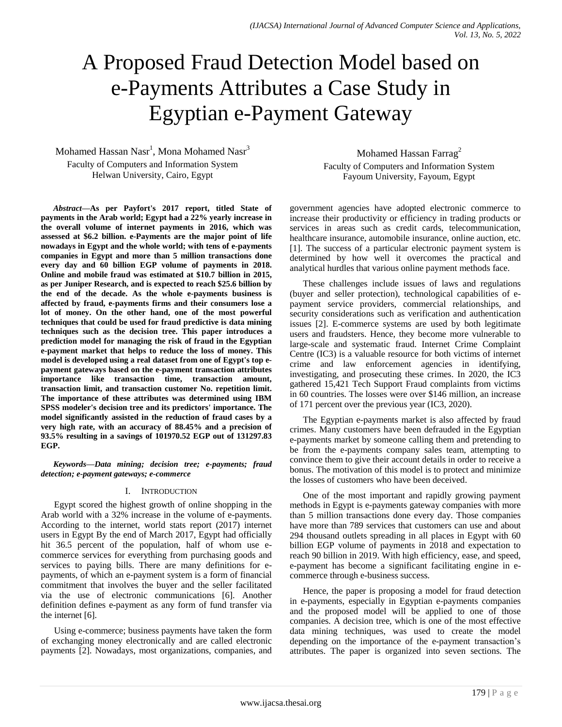# A Proposed Fraud Detection Model based on e-Payments Attributes a Case Study in Egyptian e-Payment Gateway

Mohamed Hassan Nasr[1], Mona Mohamed Nasr[3]
Faculty of Computers and Information System
Helwan University, Cairo, Egypt

Mohamed Hassan Farrag[2]
Faculty of Computers and Information System
Fayoum University, Fayoum, Egypt

***Abstract*—As per Payfort's 2017 report, titled State of payments in the Arab world; Egypt had a 22% yearly increase in the overall volume of internet payments in 2016, which was assessed at $6.2 billion. e-Payments are the major point of life nowadays in Egypt and the whole world; with tens of e-payments companies in Egypt and more than 5 million transactions done every day and 60 billion EGP volume of payments in 2018. Online and mobile fraud was estimated at $10.7 billion in 2015, as per Juniper Research, and is expected to reach $25.6 billion by the end of the decade. As the whole e-payments business is affected by fraud, e-payments firms and their consumers lose a lot of money. On the other hand, one of the most powerful techniques that could be used for fraud predictive is data mining techniques such as the decision tree. This paper introduces a prediction model for managing the risk of fraud in the Egyptian e-payment market that helps to reduce the loss of money. This model is developed using a real dataset from one of Egypt's top e-payment gateways based on the e-payment transaction attributes importance like transaction time, transaction amount, transaction limit, and transaction customer No. repetition limit. The importance of these attributes was determined using IBM SPSS modeler's decision tree and its predictors' importance. The model significantly assisted in the reduction of fraud cases by a very high rate, with an accuracy of 88.45% and a precision of 93.5% resulting in a savings of 101970.52 EGP out of 131297.83 EGP.**

***Keywords*—*Data mining; decision tree; e-payments; fraud detection; e-payment gateways; e-commerce***

## I. Introduction

Egypt scored the highest growth of online shopping in the Arab world with a 32% increase in the volume of e-payments. According to the internet, world stats report (2017) internet users in Egypt By the end of March 2017, Egypt had officially hit 36.5 percent of the population, half of whom use e-commerce services for everything from purchasing goods and services to paying bills. There are many definitions for e-payments, of which an e-payment system is a form of financial commitment that involves the buyer and the seller facilitated via the use of electronic communications [6]. Another definition defines e-payment as any form of fund transfer via the internet [6].

Using e-commerce; business payments have taken the form of exchanging money electronically and are called electronic payments [2]. Nowadays, most organizations, companies, and government agencies have adopted electronic commerce to increase their productivity or efficiency in trading products or services in areas such as credit cards, telecommunication, healthcare insurance, automobile insurance, online auction, etc. [1]. The success of a particular electronic payment system is determined by how well it overcomes the practical and analytical hurdles that various online payment methods face.

These challenges include issues of laws and regulations (buyer and seller protection), technological capabilities of e-payment service providers, commercial relationships, and security considerations such as verification and authentication issues [2]. E-commerce systems are used by both legitimate users and fraudsters. Hence, they become more vulnerable to large-scale and systematic fraud. Internet Crime Complaint Centre (IC3) is a valuable resource for both victims of internet crime and law enforcement agencies in identifying, investigating, and prosecuting these crimes. In 2020, the IC3 gathered 15,421 Tech Support Fraud complaints from victims in 60 countries. The losses were over $146 million, an increase of 171 percent over the previous year (IC3, 2020).

The Egyptian e-payments market is also affected by fraud crimes. Many customers have been defrauded in the Egyptian e-payments market by someone calling them and pretending to be from the e-payments company sales team, attempting to convince them to give their account details in order to receive a bonus. The motivation of this model is to protect and minimize the losses of customers who have been deceived.

One of the most important and rapidly growing payment methods in Egypt is e-payments gateway companies with more than 5 million transactions done every day. Those companies have more than 789 services that customers can use and about 294 thousand outlets spreading in all places in Egypt with 60 billion EGP volume of payments in 2018 and expectation to reach 90 billion in 2019. With high efficiency, ease, and speed, e-payment has become a significant facilitating engine in e-commerce through e-business success.

Hence, the paper is proposing a model for fraud detection in e-payments, especially in Egyptian e-payments companies and the proposed model will be applied to one of those companies. A decision tree, which is one of the most effective data mining techniques, was used to create the model depending on the importance of the e-payment transaction's attributes. The paper is organized into seven sections. The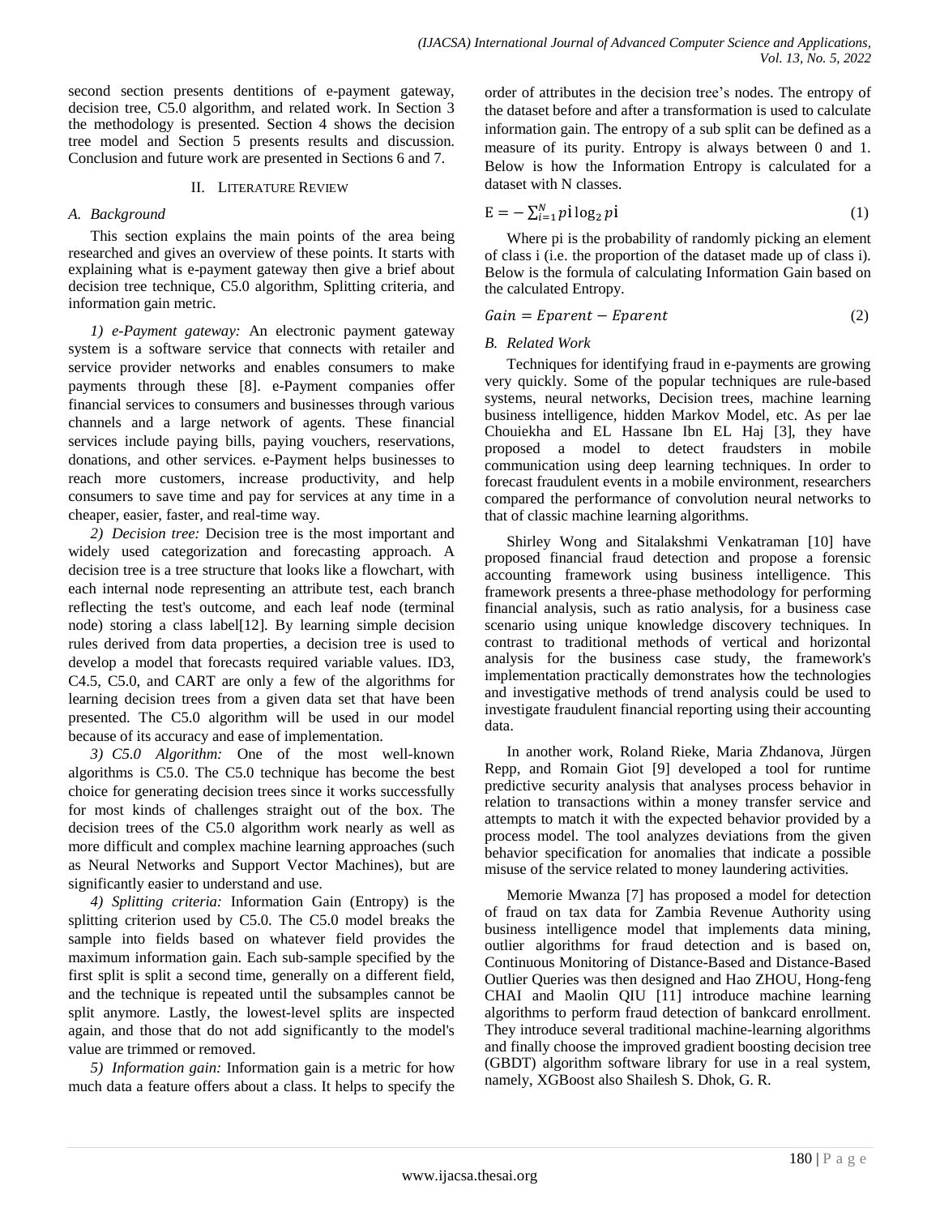second section presents dentitions of e-payment gateway, decision tree, C5.0 algorithm, and related work. In Section 3 the methodology is presented. Section 4 shows the decision tree model and Section 5 presents results and discussion. Conclusion and future work are presented in Sections 6 and 7.

## II. Literature Review

### A. Background

This section explains the main points of the area being researched and gives an overview of these points. It starts with explaining what is e-payment gateway then give a brief about decision tree technique, C5.0 algorithm, Splitting criteria, and information gain metric.

*1) e-Payment gateway:* An electronic payment gateway system is a software service that connects with retailer and service provider networks and enables consumers to make payments through these [8]. e-Payment companies offer financial services to consumers and businesses through various channels and a large network of agents. These financial services include paying bills, paying vouchers, reservations, donations, and other services. e-Payment helps businesses to reach more customers, increase productivity, and help consumers to save time and pay for services at any time in a cheaper, easier, faster, and real-time way.

*2) Decision tree:* Decision tree is the most important and widely used categorization and forecasting approach. A decision tree is a tree structure that looks like a flowchart, with each internal node representing an attribute test, each branch reflecting the test's outcome, and each leaf node (terminal node) storing a class label[12]. By learning simple decision rules derived from data properties, a decision tree is used to develop a model that forecasts required variable values. ID3, C4.5, C5.0, and CART are only a few of the algorithms for learning decision trees from a given data set that have been presented. The C5.0 algorithm will be used in our model because of its accuracy and ease of implementation.

*3) C5.0 Algorithm:* One of the most well-known algorithms is C5.0. The C5.0 technique has become the best choice for generating decision trees since it works successfully for most kinds of challenges straight out of the box. The decision trees of the C5.0 algorithm work nearly as well as more difficult and complex machine learning approaches (such as Neural Networks and Support Vector Machines), but are significantly easier to understand and use.

*4) Splitting criteria:* Information Gain (Entropy) is the splitting criterion used by C5.0. The C5.0 model breaks the sample into fields based on whatever field provides the maximum information gain. Each sub-sample specified by the first split is split a second time, generally on a different field, and the technique is repeated until the subsamples cannot be split anymore. Lastly, the lowest-level splits are inspected again, and those that do not add significantly to the model's value are trimmed or removed.

*5) Information gain:* Information gain is a metric for how much data a feature offers about a class. It helps to specify the order of attributes in the decision tree's nodes. The entropy of the dataset before and after a transformation is used to calculate information gain. The entropy of a sub split can be defined as a measure of its purity. Entropy is always between 0 and 1. Below is how the Information Entropy is calculated for a dataset with N classes.

$$\mathrm{E} = -\sum_{i=1}^{N} p\mathrm{i} \log_2 p\mathrm{i} \tag{1}$$

Where pi is the probability of randomly picking an element of class i (i.e. the proportion of the dataset made up of class i). Below is the formula of calculating Information Gain based on the calculated Entropy.

$$Gain = Eparent - Eparent \tag{2}$$

### B. Related Work

Techniques for identifying fraud in e-payments are growing very quickly. Some of the popular techniques are rule-based systems, neural networks, Decision trees, machine learning business intelligence, hidden Markov Model, etc. As per lae Chouiekha and EL Hassane Ibn EL Haj [3], they have proposed a model to detect fraudsters in mobile communication using deep learning techniques. In order to forecast fraudulent events in a mobile environment, researchers compared the performance of convolution neural networks to that of classic machine learning algorithms.

Shirley Wong and Sitalakshmi Venkatraman [10] have proposed financial fraud detection and propose a forensic accounting framework using business intelligence. This framework presents a three-phase methodology for performing financial analysis, such as ratio analysis, for a business case scenario using unique knowledge discovery techniques. In contrast to traditional methods of vertical and horizontal analysis for the business case study, the framework's implementation practically demonstrates how the technologies and investigative methods of trend analysis could be used to investigate fraudulent financial reporting using their accounting data.

In another work, Roland Rieke, Maria Zhdanova, Jürgen Repp, and Romain Giot [9] developed a tool for runtime predictive security analysis that analyses process behavior in relation to transactions within a money transfer service and attempts to match it with the expected behavior provided by a process model. The tool analyzes deviations from the given behavior specification for anomalies that indicate a possible misuse of the service related to money laundering activities.

Memorie Mwanza [7] has proposed a model for detection of fraud on tax data for Zambia Revenue Authority using business intelligence model that implements data mining, outlier algorithms for fraud detection and is based on, Continuous Monitoring of Distance-Based and Distance-Based Outlier Queries was then designed and Hao ZHOU, Hong-feng CHAI and Maolin QIU [11] introduce machine learning algorithms to perform fraud detection of bankcard enrollment. They introduce several traditional machine-learning algorithms and finally choose the improved gradient boosting decision tree (GBDT) algorithm software library for use in a real system, namely, XGBoost also Shailesh S. Dhok, G. R.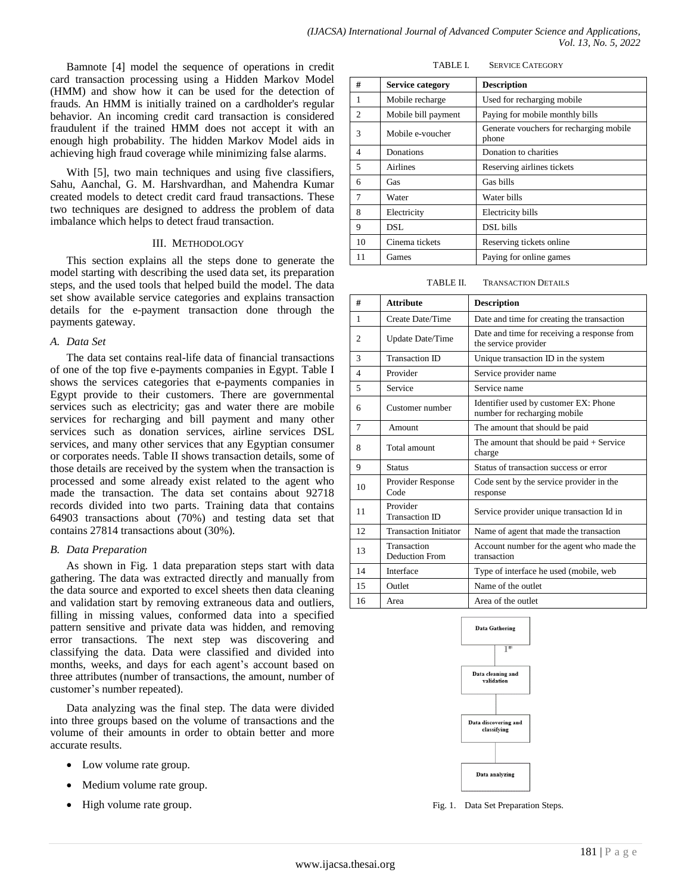Bamnote [4] model the sequence of operations in credit card transaction processing using a Hidden Markov Model (HMM) and show how it can be used for the detection of frauds. An HMM is initially trained on a cardholder's regular behavior. An incoming credit card transaction is considered fraudulent if the trained HMM does not accept it with an enough high probability. The hidden Markov Model aids in achieving high fraud coverage while minimizing false alarms.

With [5], two main techniques and using five classifiers, Sahu, Aanchal, G. M. Harshvardhan, and Mahendra Kumar created models to detect credit card fraud transactions. These two techniques are designed to address the problem of data imbalance which helps to detect fraud transaction.

## III. Methodology

This section explains all the steps done to generate the model starting with describing the used data set, its preparation steps, and the used tools that helped build the model. The data set show available service categories and explains transaction details for the e-payment transaction done through the payments gateway.

### A. Data Set

The data set contains real-life data of financial transactions of one of the top five e-payments companies in Egypt. Table I shows the services categories that e-payments companies in Egypt provide to their customers. There are governmental services such as electricity; gas and water there are mobile services for recharging and bill payment and many other services such as donation services, airline services DSL services, and many other services that any Egyptian consumer or corporates needs. Table II shows transaction details, some of those details are received by the system when the transaction is processed and some already exist related to the agent who made the transaction. The data set contains about 92718 records divided into two parts. Training data that contains 64903 transactions about (70%) and testing data set that contains 27814 transactions about (30%).

### B. Data Preparation

As shown in Fig. 1 data preparation steps start with data gathering. The data was extracted directly and manually from the data source and exported to excel sheets then data cleaning and validation start by removing extraneous data and outliers, filling in missing values, conformed data into a specified pattern sensitive and private data was hidden, and removing error transactions. The next step was discovering and classifying the data. Data were classified and divided into months, weeks, and days for each agent's account based on three attributes (number of transactions, the amount, number of customer's number repeated).

Data analyzing was the final step. The data were divided into three groups based on the volume of transactions and the volume of their amounts in order to obtain better and more accurate results.

- Low volume rate group.
- Medium volume rate group.
- High volume rate group.

TABLE I. SERVICE CATEGORY

| # | Service category | Description |
|---|---|---|
| 1 | Mobile recharge | Used for recharging mobile |
| 2 | Mobile bill payment | Paying for mobile monthly bills |
| 3 | Mobile e-voucher | Generate vouchers for recharging mobile phone |
| 4 | Donations | Donation to charities |
| 5 | Airlines | Reserving airlines tickets |
| 6 | Gas | Gas bills |
| 7 | Water | Water bills |
| 8 | Electricity | Electricity bills |
| 9 | DSL | DSL bills |
| 10 | Cinema tickets | Reserving tickets online |
| 11 | Games | Paying for online games |

TABLE II. TRANSACTION DETAILS

| # | Attribute | Description |
|---|---|---|
| 1 | Create Date/Time | Date and time for creating the transaction |
| 2 | Update Date/Time | Date and time for receiving a response from the service provider |
| 3 | Transaction ID | Unique transaction ID in the system |
| 4 | Provider | Service provider name |
| 5 | Service | Service name |
| 6 | Customer number | Identifier used by customer EX: Phone number for recharging mobile |
| 7 | Amount | The amount that should be paid |
| 8 | Total amount | The amount that should be paid + Service charge |
| 9 | Status | Status of transaction success or error |
| 10 | Provider Response Code | Code sent by the service provider in the response |
| 11 | Provider Transaction ID | Service provider unique transaction Id in |
| 12 | Transaction Initiator | Name of agent that made the transaction |
| 13 | Transaction Deduction From | Account number for the agent who made the transaction |
| 14 | Interface | Type of interface he used (mobile, web |
| 15 | Outlet | Name of the outlet |
| 16 | Area | Area of the outlet |

Data Gathering → Data cleaning and validation → Data discovering and classifying → Data analyzing

Fig. 1. Data Set Preparation Steps.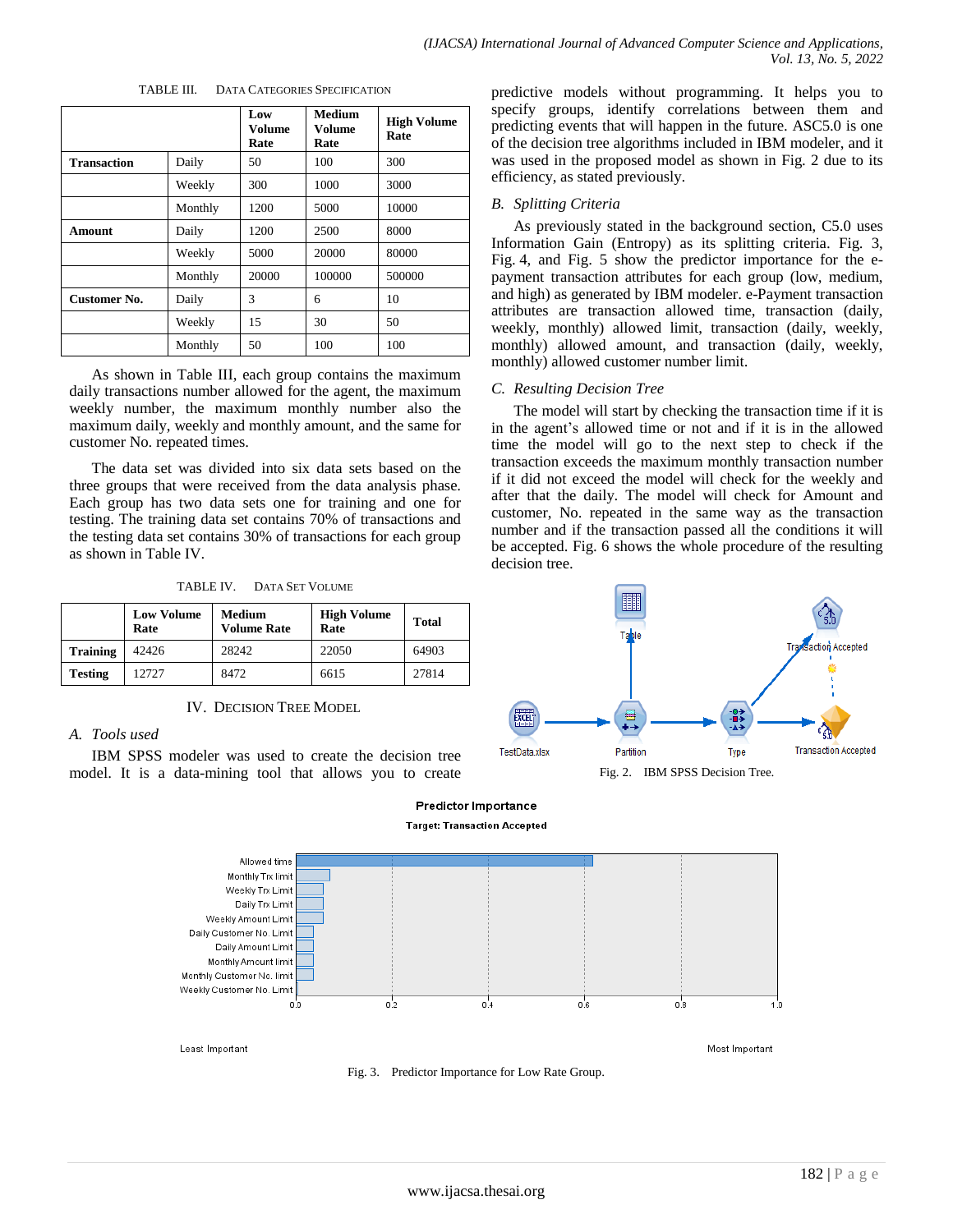TABLE III. DATA CATEGORIES SPECIFICATION

| | | Low Volume Rate | Medium Volume Rate | High Volume Rate |
|---|---|---|---|---|
| **Transaction** | Daily | 50 | 100 | 300 |
| | Weekly | 300 | 1000 | 3000 |
| | Monthly | 1200 | 5000 | 10000 |
| **Amount** | Daily | 1200 | 2500 | 8000 |
| | Weekly | 5000 | 20000 | 80000 |
| | Monthly | 20000 | 100000 | 500000 |
| **Customer No.** | Daily | 3 | 6 | 10 |
| | Weekly | 15 | 30 | 50 |
| | Monthly | 50 | 100 | 100 |

As shown in Table III, each group contains the maximum daily transactions number allowed for the agent, the maximum weekly number, the maximum monthly number also the maximum daily, weekly and monthly amount, and the same for customer No. repeated times.

The data set was divided into six data sets based on the three groups that were received from the data analysis phase. Each group has two data sets one for training and one for testing. The training data set contains 70% of transactions and the testing data set contains 30% of transactions for each group as shown in Table IV.

TABLE IV. DATA SET VOLUME

| | Low Volume Rate | Medium Volume Rate | High Volume Rate | Total |
|---|---|---|---|---|
| **Training** | 42426 | 28242 | 22050 | 64903 |
| **Testing** | 12727 | 8472 | 6615 | 27814 |

## IV. DECISION TREE MODEL

### A. Tools used

IBM SPSS modeler was used to create the decision tree model. It is a data-mining tool that allows you to create predictive models without programming. It helps you to specify groups, identify correlations between them and predicting events that will happen in the future. ASC5.0 is one of the decision tree algorithms included in IBM modeler, and it was used in the proposed model as shown in Fig. 2 due to its efficiency, as stated previously.

### B. Splitting Criteria

As previously stated in the background section, C5.0 uses Information Gain (Entropy) as its splitting criteria. Fig. 3, Fig. 4, and Fig. 5 show the predictor importance for the e-payment transaction attributes for each group (low, medium, and high) as generated by IBM modeler. e-Payment transaction attributes are transaction allowed time, transaction (daily, weekly, monthly) allowed limit, transaction (daily, weekly, monthly) allowed amount, and transaction (daily, weekly, monthly) allowed customer number limit.

### C. Resulting Decision Tree

The model will start by checking the transaction time if it is in the agent's allowed time or not and if it is in the allowed time the model will go to the next step to check if the transaction exceeds the maximum monthly transaction number if it did not exceed the model will check for the weekly and after that the daily. The model will check for Amount and customer, No. repeated in the same way as the transaction number and if the transaction passed all the conditions it will be accepted. Fig. 6 shows the whole procedure of the resulting decision tree.

Fig. 2. IBM SPSS Decision Tree.

Fig. 3. Predictor Importance for Low Rate Group.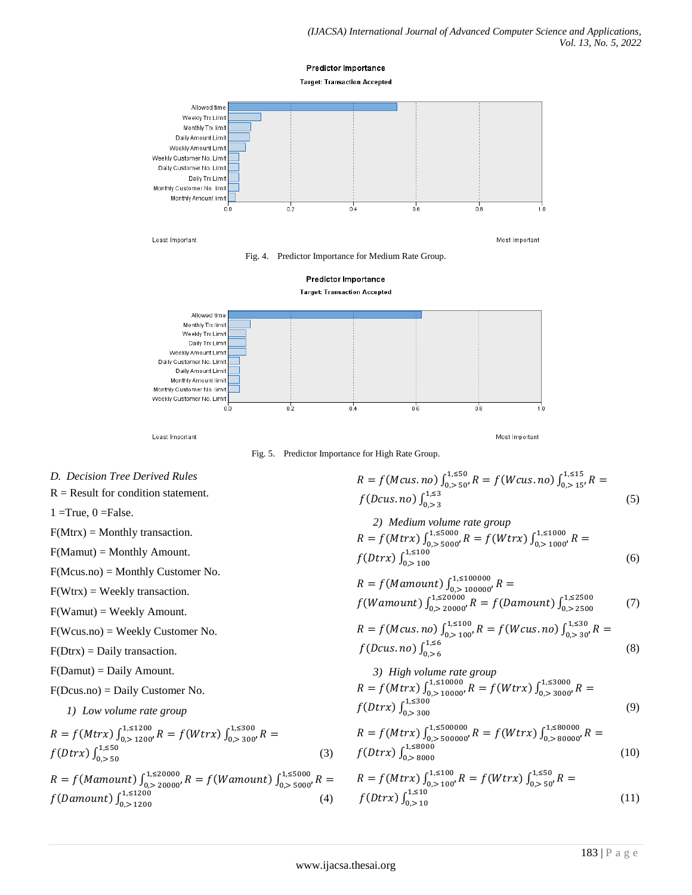Predictor Importance

Target: Transaction Accepted

Allowed time
Weekly Trx Limit
Monthly Trx limit
Daily Amount Limit
Weekly Amount Limit
Weekly Customer No. Limit
Daily Customer No. Limit
Daily Trx Limit
Monthly Customer No. limit
Monthly Amount limit

0.0 0.2 0.4 0.6 0.8 1.0

Least Important — Most Important

Fig. 4. Predictor Importance for Medium Rate Group.

Predictor Importance

Target: Transaction Accepted

Allowed time
Monthly Trx limit
Weekly Trx Limit
Daily Trx Limit
Weekly Amount Limit
Daily Customer No. Limit
Daily Amount Limit
Monthly Amount limit
Monthly Customer No. limit
Weekly Customer No. Limit

0.0 0.2 0.4 0.6 0.8 1.0

Least Important — Most Important

Fig. 5. Predictor Importance for High Rate Group.

### *D. Decision Tree Derived Rules*

R = Result for condition statement.

1 =True, 0 =False.

F(Mtrx) = Monthly transaction.

F(Mamut) = Monthly Amount.

F(Mcus.no) = Monthly Customer No.

F(Wtrx) = Weekly transaction.

F(Wamut) = Weekly Amount.

F(Wcus.no) = Weekly Customer No.

F(Dtrx) = Daily transaction.

F(Damut) = Daily Amount.

F(Dcus.no) = Daily Customer No.

*1) Low volume rate group*

$$R = f(Mtrx) \int_{0,>1200}^{1,\leq 1200}, R = f(Wtrx) \int_{0,>300}^{1,\leq 300}, R = f(Dtrx) \int_{0,>50}^{1,\leq 50} \quad (3)$$

$$R = f(Mamount) \int_{0,>20000}^{1,\leq 20000}, R = f(Wamount) \int_{0,>5000}^{1,\leq 5000}, R = f(Damount) \int_{0,>1200}^{1,\leq 1200} \quad (4)$$

$$R = f(Mcus.no) \int_{0,>50}^{1,\leq 50}, R = f(Wcus.no) \int_{0,>15}^{1,\leq 15}, R = f(Dcus.no) \int_{0,>3}^{1,\leq 3} \quad (5)$$

*2) Medium volume rate group*

$$R = f(Mtrx) \int_{0,>5000}^{1,\leq 5000}, R = f(Wtrx) \int_{0,>1000}^{1,\leq 1000}, R = f(Dtrx) \int_{0,>100}^{1,\leq 100} \quad (6)$$

$$R = f(Mamount) \int_{0,>100000}^{1,\leq 100000}, R = f(Wamount) \int_{0,>20000}^{1,\leq 20000}, R = f(Damount) \int_{0,>2500}^{1,\leq 2500} \quad (7)$$

$$R = f(Mcus.no) \int_{0,>100}^{1,\leq 100}, R = f(Wcus.no) \int_{0,>30}^{1,\leq 30}, R = f(Dcus.no) \int_{0,>6}^{1,\leq 6} \quad (8)$$

*3) High volume rate group*

$$R = f(Mtrx) \int_{0,>10000}^{1,\leq 10000}, R = f(Wtrx) \int_{0,>3000}^{1,\leq 3000}, R = f(Dtrx) \int_{0,>300}^{1,\leq 300} \quad (9)$$

$$R = f(Mtrx) \int_{0,>500000}^{1,\leq 500000}, R = f(Wtrx) \int_{0,>80000}^{1,\leq 80000}, R = f(Dtrx) \int_{0,>8000}^{1,\leq 8000} \quad (10)$$

$$R = f(Mtrx) \int_{0,>100}^{1,\leq 100}, R = f(Wtrx) \int_{0,>50}^{1,\leq 50}, R = f(Dtrx) \int_{0,>10}^{1,\leq 10} \quad (11)$$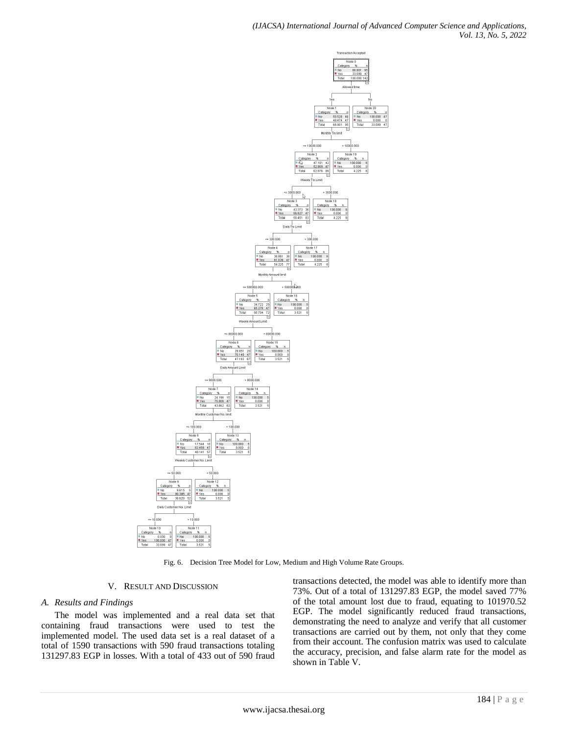Fig. 6. Decision Tree Model for Low, Medium and High Volume Rate Groups.

## V. Result and Discussion

### A. Results and Findings

The model was implemented and a real data set that containing fraud transactions were used to test the implemented model. The used data set is a real dataset of a total of 1590 transactions with 590 fraud transactions totaling 131297.83 EGP in losses. With a total of 433 out of 590 fraud transactions detected, the model was able to identify more than 73%. Out of a total of 131297.83 EGP, the model saved 77% of the total amount lost due to fraud, equating to 101970.52 EGP. The model significantly reduced fraud transactions, demonstrating the need to analyze and verify that all customer transactions are carried out by them, not only that they come from their account. The confusion matrix was used to calculate the accuracy, precision, and false alarm rate for the model as shown in Table V.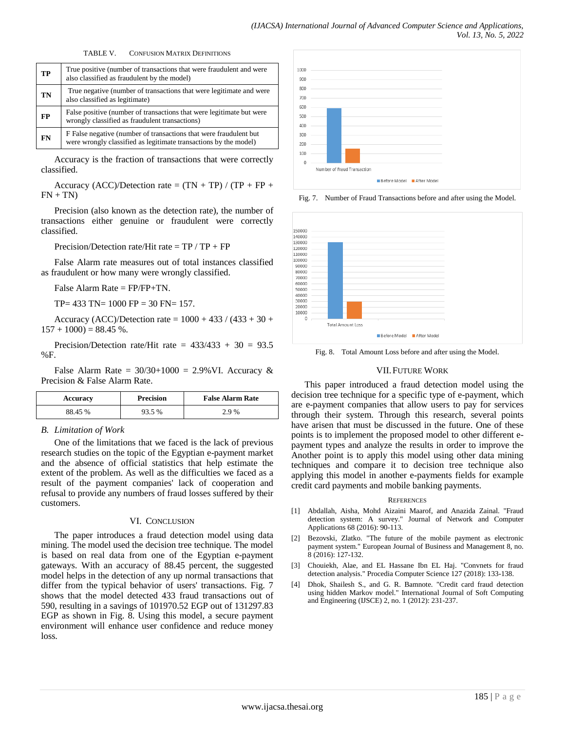TABLE V. CONFUSION MATRIX DEFINITIONS

| | |
|---|---|
| **TP** | True positive (number of transactions that were fraudulent and were also classified as fraudulent by the model) |
| **TN** | True negative (number of transactions that were legitimate and were also classified as legitimate) |
| **FP** | False positive (number of transactions that were legitimate but were wrongly classified as fraudulent transactions) |
| **FN** | F False negative (number of transactions that were fraudulent but were wrong classified as legitimate transactions by the model) |

Accuracy is the fraction of transactions that were correctly classified.

Accuracy (ACC)/Detection rate = (TN + TP) / (TP + FP + FN + TN)

Precision (also known as the detection rate), the number of transactions either genuine or fraudulent were correctly classified.

Precision/Detection rate/Hit rate = TP / TP + FP

False Alarm rate measures out of total instances classified as fraudulent or how many were wrongly classified.

False Alarm Rate = FP/FP+TN.

TP= 433 TN= 1000 FP = 30 FN= 157.

Accuracy (ACC)/Detection rate = 1000 + 433 / (433 + 30 + 157 + 1000) = 88.45 %.

Precision/Detection rate/Hit rate = 433/433 + 30 = 93.5 %F.

False Alarm Rate = 30/30+1000 = 2.9%VI. Accuracy & Precision & False Alarm Rate.

| Accuracy | Precision | False Alarm Rate |
|---|---|---|
| 88.45 % | 93.5 % | 2.9 % |

## B. Limitation of Work

One of the limitations that we faced is the lack of previous research studies on the topic of the Egyptian e-payment market and the absence of official statistics that help estimate the extent of the problem. As well as the difficulties we faced as a result of the payment companies' lack of cooperation and refusal to provide any numbers of fraud losses suffered by their customers.

# VI. CONCLUSION

The paper introduces a fraud detection model using data mining. The model used the decision tree technique. The model is based on real data from one of the Egyptian e-payment gateways. With an accuracy of 88.45 percent, the suggested model helps in the detection of any up normal transactions that differ from the typical behavior of users' transactions. Fig. 7 shows that the model detected 433 fraud transactions out of 590, resulting in a savings of 101970.52 EGP out of 131297.83 EGP as shown in Fig. 8. Using this model, a secure payment environment will enhance user confidence and reduce money loss.

Fig. 7. Number of Fraud Transactions before and after using the Model.

Fig. 8. Total Amount Loss before and after using the Model.

# VII. FUTURE WORK

This paper introduced a fraud detection model using the decision tree technique for a specific type of e-payment, which are e-payment companies that allow users to pay for services through their system. Through this research, several points have arisen that must be discussed in the future. One of these points is to implement the proposed model to other different e-payment types and analyze the results in order to improve the Another point is to apply this model using other data mining techniques and compare it to decision tree technique also applying this model in another e-payments fields for example credit card payments and mobile banking payments.

# REFERENCES

[1] Abdallah, Aisha, Mohd Aizaini Maarof, and Anazida Zainal. "Fraud detection system: A survey." Journal of Network and Computer Applications 68 (2016): 90-113.

[2] Bezovski, Zlatko. "The future of the mobile payment as electronic payment system." European Journal of Business and Management 8, no. 8 (2016): 127-132.

[3] Chouiekh, Alae, and EL Hassane Ibn EL Haj. "Convnets for fraud detection analysis." Procedia Computer Science 127 (2018): 133-138.

[4] Dhok, Shailesh S., and G. R. Bamnote. "Credit card fraud detection using hidden Markov model." International Journal of Soft Computing and Engineering (IJSCE) 2, no. 1 (2012): 231-237.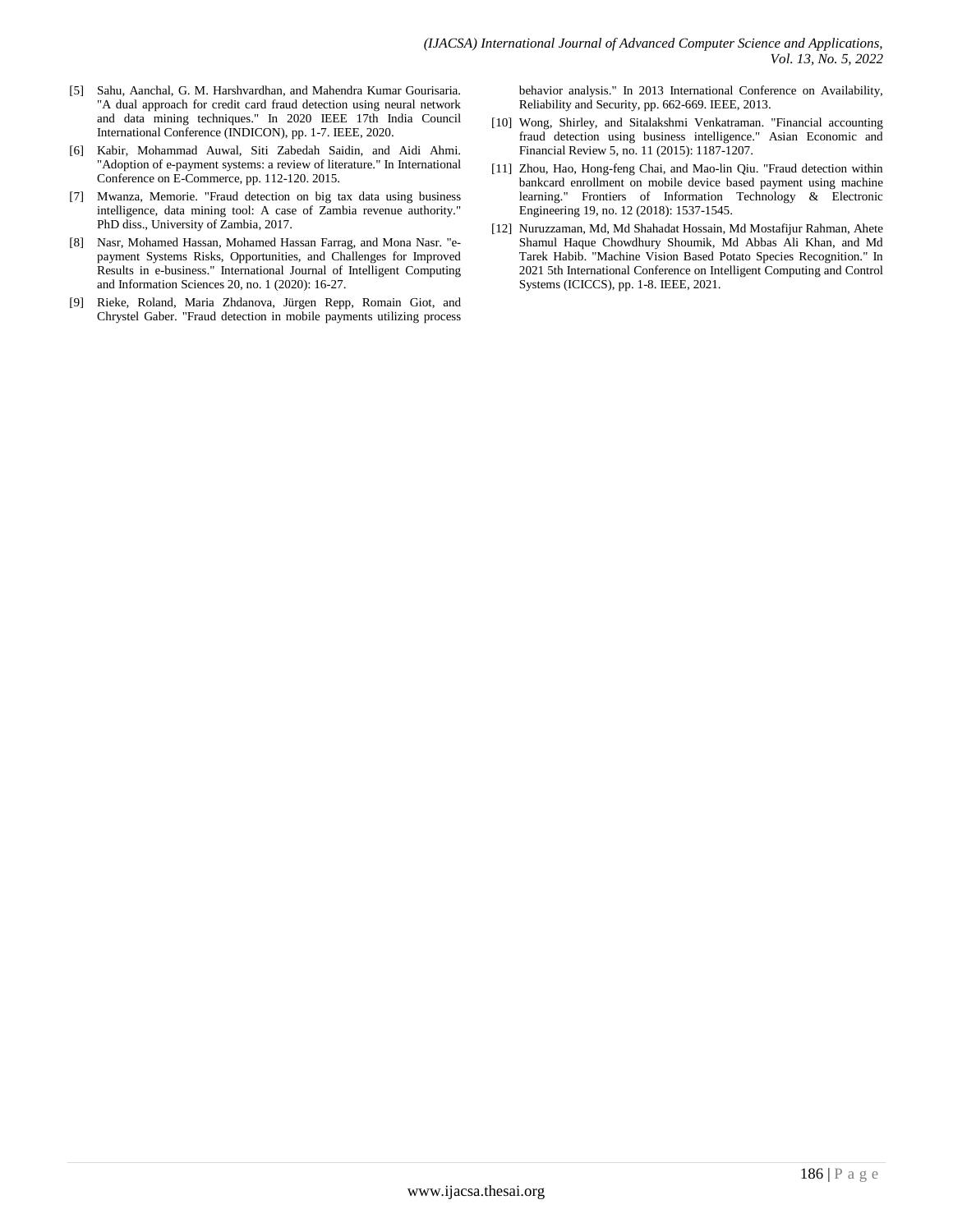[5] Sahu, Aanchal, G. M. Harshvardhan, and Mahendra Kumar Gourisaria. "A dual approach for credit card fraud detection using neural network and data mining techniques." In 2020 IEEE 17th India Council International Conference (INDICON), pp. 1-7. IEEE, 2020.

[6] Kabir, Mohammad Auwal, Siti Zabedah Saidin, and Aidi Ahmi. "Adoption of e-payment systems: a review of literature." In International Conference on E-Commerce, pp. 112-120. 2015.

[7] Mwanza, Memorie. "Fraud detection on big tax data using business intelligence, data mining tool: A case of Zambia revenue authority." PhD diss., University of Zambia, 2017.

[8] Nasr, Mohamed Hassan, Mohamed Hassan Farrag, and Mona Nasr. "e-payment Systems Risks, Opportunities, and Challenges for Improved Results in e-business." International Journal of Intelligent Computing and Information Sciences 20, no. 1 (2020): 16-27.

[9] Rieke, Roland, Maria Zhdanova, Jürgen Repp, Romain Giot, and Chrystel Gaber. "Fraud detection in mobile payments utilizing process behavior analysis." In 2013 International Conference on Availability, Reliability and Security, pp. 662-669. IEEE, 2013.

[10] Wong, Shirley, and Sitalakshmi Venkatraman. "Financial accounting fraud detection using business intelligence." Asian Economic and Financial Review 5, no. 11 (2015): 1187-1207.

[11] Zhou, Hao, Hong-feng Chai, and Mao-lin Qiu. "Fraud detection within bankcard enrollment on mobile device based payment using machine learning." Frontiers of Information Technology & Electronic Engineering 19, no. 12 (2018): 1537-1545.

[12] Nuruzzaman, Md, Md Shahadat Hossain, Md Mostafijur Rahman, Ahete Shamul Haque Chowdhury Shoumik, Md Abbas Ali Khan, and Md Tarek Habib. "Machine Vision Based Potato Species Recognition." In 2021 5th International Conference on Intelligent Computing and Control Systems (ICICCS), pp. 1-8. IEEE, 2021.